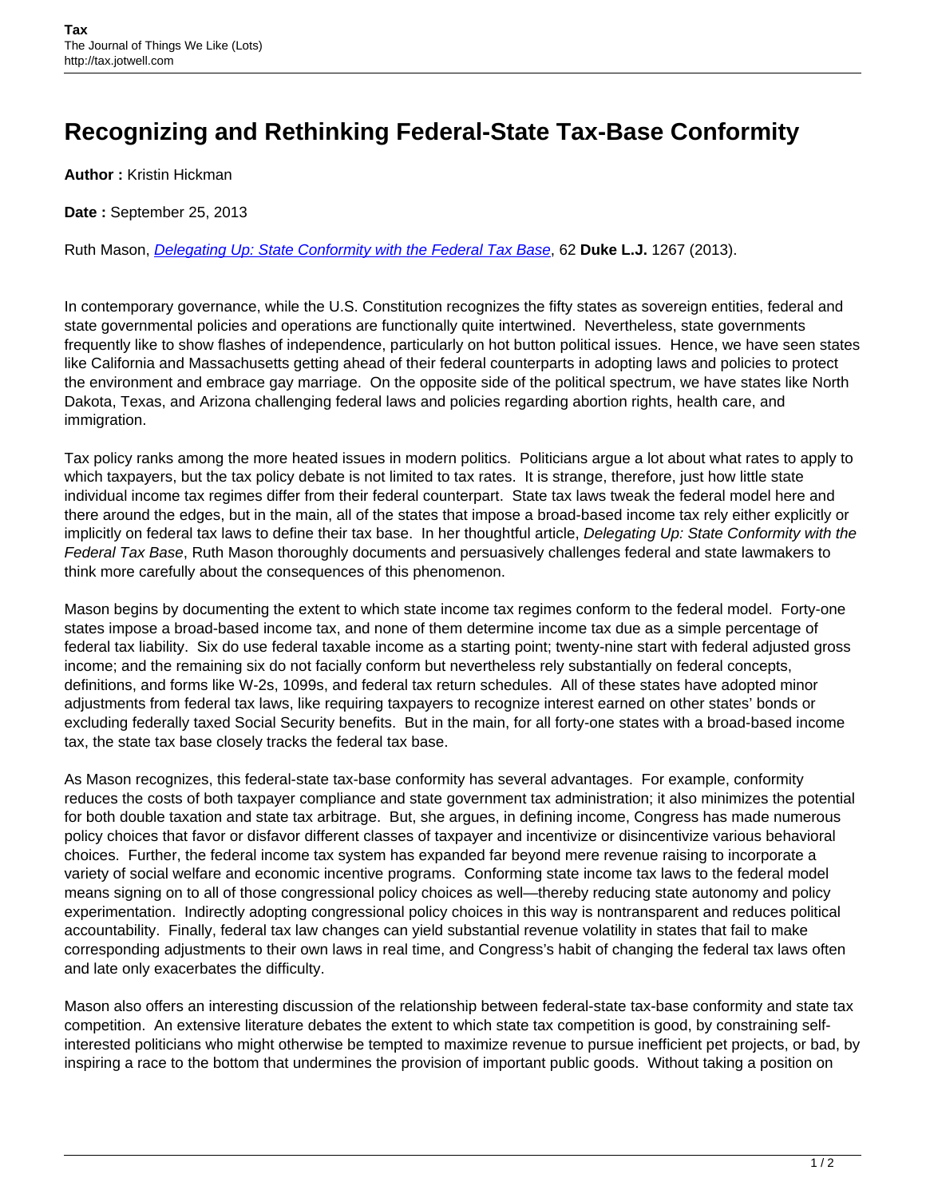# Recognizing and Rethinking Federal-State Tax-Base Conformity

**Author :** Kristin Hickman

**Date :** September 25, 2013

Ruth Mason, *Delegating Up: State Conformity with the Federal Tax Base*, 62 **Duke L.J.** 1267 (2013).

In contemporary governance, while the U.S. Constitution recognizes the fifty states as sovereign entities, federal and state governmental policies and operations are functionally quite intertwined. Nevertheless, state governments frequently like to show flashes of independence, particularly on hot button political issues. Hence, we have seen states like California and Massachusetts getting ahead of their federal counterparts in adopting laws and policies to protect the environment and embrace gay marriage. On the opposite side of the political spectrum, we have states like North Dakota, Texas, and Arizona challenging federal laws and policies regarding abortion rights, health care, and immigration.

Tax policy ranks among the more heated issues in modern politics. Politicians argue a lot about what rates to apply to which taxpayers, but the tax policy debate is not limited to tax rates. It is strange, therefore, just how little state individual income tax regimes differ from their federal counterpart. State tax laws tweak the federal model here and there around the edges, but in the main, all of the states that impose a broad-based income tax rely either explicitly or implicitly on federal tax laws to define their tax base. In her thoughtful article, *Delegating Up: State Conformity with the Federal Tax Base*, Ruth Mason thoroughly documents and persuasively challenges federal and state lawmakers to think more carefully about the consequences of this phenomenon.

Mason begins by documenting the extent to which state income tax regimes conform to the federal model. Forty-one states impose a broad-based income tax, and none of them determine income tax due as a simple percentage of federal tax liability. Six do use federal taxable income as a starting point; twenty-nine start with federal adjusted gross income; and the remaining six do not facially conform but nevertheless rely substantially on federal concepts, definitions, and forms like W-2s, 1099s, and federal tax return schedules. All of these states have adopted minor adjustments from federal tax laws, like requiring taxpayers to recognize interest earned on other states' bonds or excluding federally taxed Social Security benefits. But in the main, for all forty-one states with a broad-based income tax, the state tax base closely tracks the federal tax base.

As Mason recognizes, this federal-state tax-base conformity has several advantages. For example, conformity reduces the costs of both taxpayer compliance and state government tax administration; it also minimizes the potential for both double taxation and state tax arbitrage. But, she argues, in defining income, Congress has made numerous policy choices that favor or disfavor different classes of taxpayer and incentivize or disincentivize various behavioral choices. Further, the federal income tax system has expanded far beyond mere revenue raising to incorporate a variety of social welfare and economic incentive programs. Conforming state income tax laws to the federal model means signing on to all of those congressional policy choices as well—thereby reducing state autonomy and policy experimentation. Indirectly adopting congressional policy choices in this way is nontransparent and reduces political accountability. Finally, federal tax law changes can yield substantial revenue volatility in states that fail to make corresponding adjustments to their own laws in real time, and Congress's habit of changing the federal tax laws often and late only exacerbates the difficulty.

Mason also offers an interesting discussion of the relationship between federal-state tax-base conformity and state tax competition. An extensive literature debates the extent to which state tax competition is good, by constraining self-interested politicians who might otherwise be tempted to maximize revenue to pursue inefficient pet projects, or bad, by inspiring a race to the bottom that undermines the provision of important public goods. Without taking a position on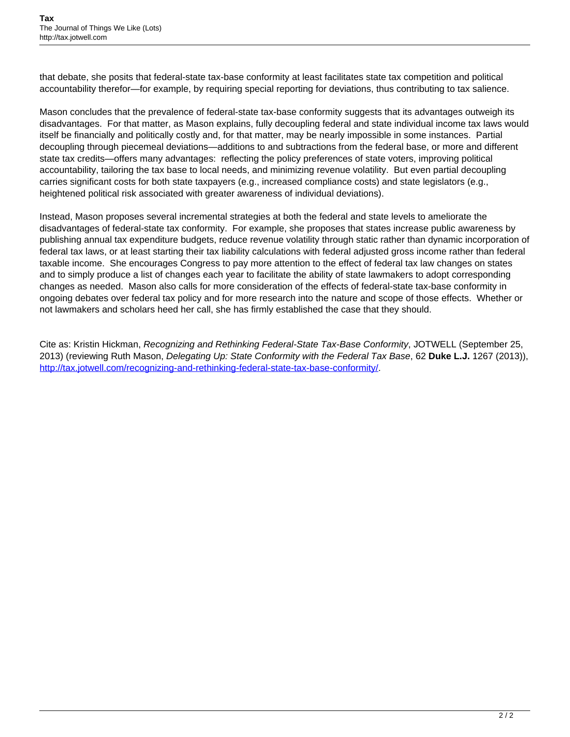that debate, she posits that federal-state tax-base conformity at least facilitates state tax competition and political accountability therefor—for example, by requiring special reporting for deviations, thus contributing to tax salience.

Mason concludes that the prevalence of federal-state tax-base conformity suggests that its advantages outweigh its disadvantages. For that matter, as Mason explains, fully decoupling federal and state individual income tax laws would itself be financially and politically costly and, for that matter, may be nearly impossible in some instances. Partial decoupling through piecemeal deviations—additions to and subtractions from the federal base, or more and different state tax credits—offers many advantages: reflecting the policy preferences of state voters, improving political accountability, tailoring the tax base to local needs, and minimizing revenue volatility. But even partial decoupling carries significant costs for both state taxpayers (e.g., increased compliance costs) and state legislators (e.g., heightened political risk associated with greater awareness of individual deviations).

Instead, Mason proposes several incremental strategies at both the federal and state levels to ameliorate the disadvantages of federal-state tax conformity. For example, she proposes that states increase public awareness by publishing annual tax expenditure budgets, reduce revenue volatility through static rather than dynamic incorporation of federal tax laws, or at least starting their tax liability calculations with federal adjusted gross income rather than federal taxable income. She encourages Congress to pay more attention to the effect of federal tax law changes on states and to simply produce a list of changes each year to facilitate the ability of state lawmakers to adopt corresponding changes as needed. Mason also calls for more consideration of the effects of federal-state tax-base conformity in ongoing debates over federal tax policy and for more research into the nature and scope of those effects. Whether or not lawmakers and scholars heed her call, she has firmly established the case that they should.

Cite as: Kristin Hickman, *Recognizing and Rethinking Federal-State Tax-Base Conformity*, JOTWELL (September 25, 2013) (reviewing Ruth Mason, *Delegating Up: State Conformity with the Federal Tax Base*, 62 **Duke L.J.** 1267 (2013)), http://tax.jotwell.com/recognizing-and-rethinking-federal-state-tax-base-conformity/.